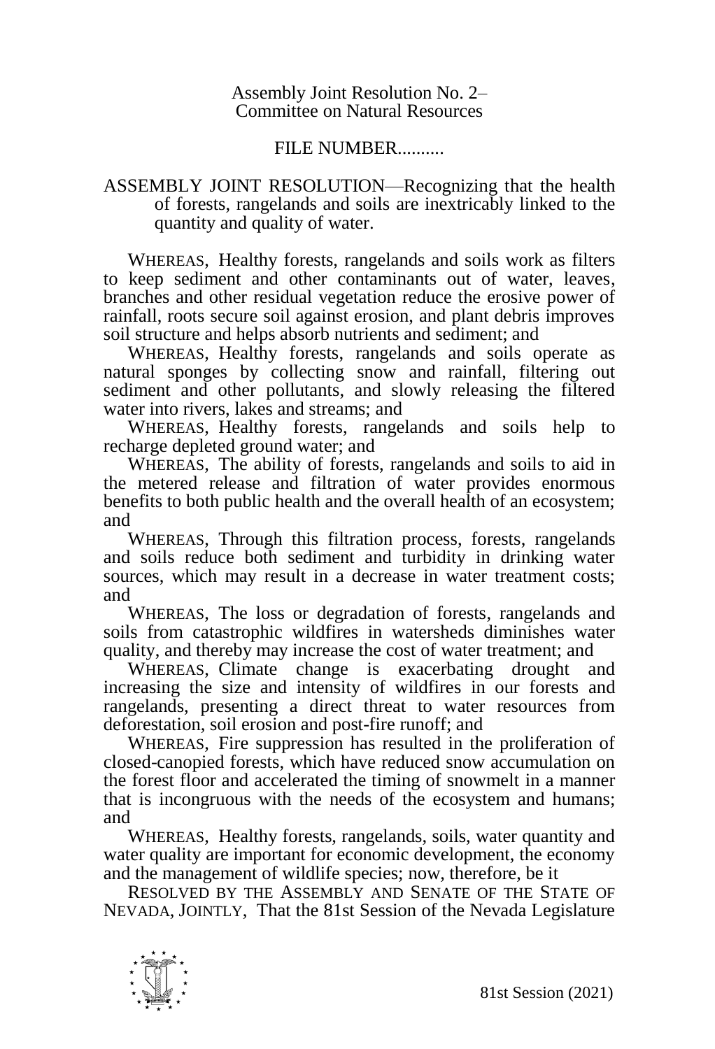Assembly Joint Resolution No. 2–
Committee on Natural Resources

FILE NUMBER..........

ASSEMBLY JOINT RESOLUTION—Recognizing that the health of forests, rangelands and soils are inextricably linked to the quantity and quality of water.

WHEREAS, Healthy forests, rangelands and soils work as filters to keep sediment and other contaminants out of water, leaves, branches and other residual vegetation reduce the erosive power of rainfall, roots secure soil against erosion, and plant debris improves soil structure and helps absorb nutrients and sediment; and

WHEREAS, Healthy forests, rangelands and soils operate as natural sponges by collecting snow and rainfall, filtering out sediment and other pollutants, and slowly releasing the filtered water into rivers, lakes and streams; and

WHEREAS, Healthy forests, rangelands and soils help to recharge depleted ground water; and

WHEREAS, The ability of forests, rangelands and soils to aid in the metered release and filtration of water provides enormous benefits to both public health and the overall health of an ecosystem; and

WHEREAS, Through this filtration process, forests, rangelands and soils reduce both sediment and turbidity in drinking water sources, which may result in a decrease in water treatment costs; and

WHEREAS, The loss or degradation of forests, rangelands and soils from catastrophic wildfires in watersheds diminishes water quality, and thereby may increase the cost of water treatment; and

WHEREAS, Climate change is exacerbating drought and increasing the size and intensity of wildfires in our forests and rangelands, presenting a direct threat to water resources from deforestation, soil erosion and post-fire runoff; and

WHEREAS, Fire suppression has resulted in the proliferation of closed-canopied forests, which have reduced snow accumulation on the forest floor and accelerated the timing of snowmelt in a manner that is incongruous with the needs of the ecosystem and humans; and

WHEREAS, Healthy forests, rangelands, soils, water quantity and water quality are important for economic development, the economy and the management of wildlife species; now, therefore, be it

RESOLVED BY THE ASSEMBLY AND SENATE OF THE STATE OF NEVADA, JOINTLY, That the 81st Session of the Nevada Legislature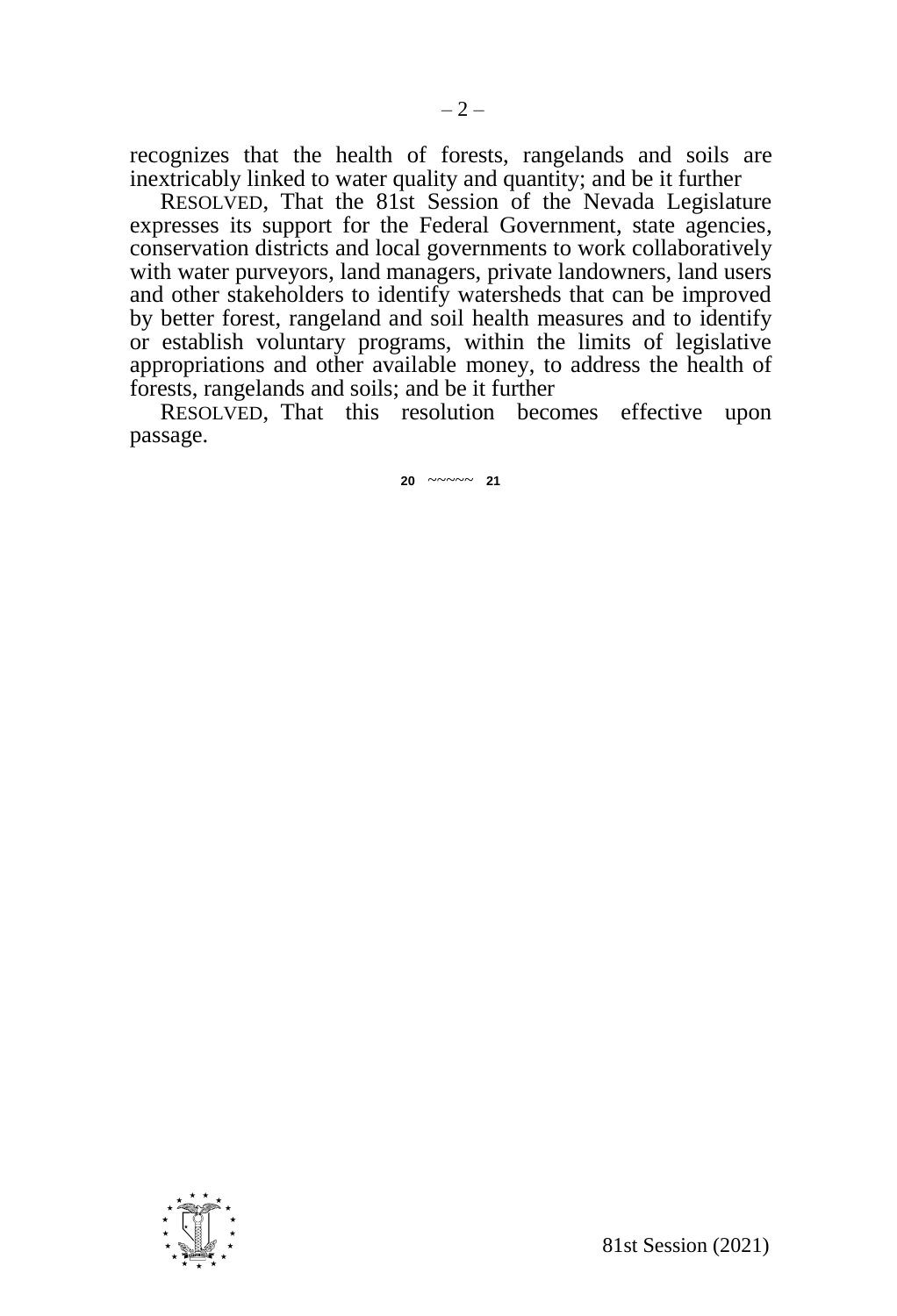recognizes that the health of forests, rangelands and soils are inextricably linked to water quality and quantity; and be it further

RESOLVED, That the 81st Session of the Nevada Legislature expresses its support for the Federal Government, state agencies, conservation districts and local governments to work collaboratively with water purveyors, land managers, private landowners, land users and other stakeholders to identify watersheds that can be improved by better forest, rangeland and soil health measures and to identify or establish voluntary programs, within the limits of legislative appropriations and other available money, to address the health of forests, rangelands and soils; and be it further

RESOLVED, That this resolution becomes effective upon passage.

20 ~~~~~ 21